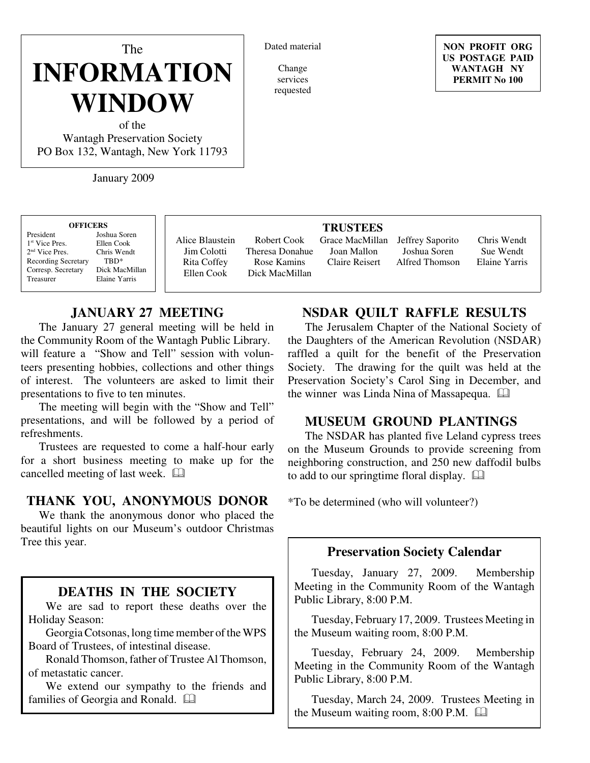# The INFORMATION WINDOW

of the
Wantagh Preservation Society
PO Box 132, Wantagh, New York 11793

January 2009

Dated material

Change services requested

**NON PROFIT ORG**
**US POSTAGE PAID**
**WANTAGH NY**
**PERMIT No 100**

**OFFICERS**

| | |
|---|---|
| President | Joshua Soren |
| 1st Vice Pres. | Ellen Cook |
| 2nd Vice Pres. | Chris Wendt |
| Recording Secretary | TBD* |
| Corresp. Secretary | Dick MacMillan |
| Treasurer | Elaine Yarris |

**TRUSTEES**

| | | | | |
|---|---|---|---|---|
| Alice Blaustein | Robert Cook | Grace MacMillan | Jeffrey Saporito | Chris Wendt |
| Jim Colotti | Theresa Donahue | Joan Mallon | Joshua Soren | Sue Wendt |
| Rita Coffey | Rose Kamins | Claire Reisert | Alfred Thomson | Elaine Yarris |
| Ellen Cook | Dick MacMillan | | | |

## JANUARY 27 MEETING

The January 27 general meeting will be held in the Community Room of the Wantagh Public Library. will feature a "Show and Tell" session with volunteers presenting hobbies, collections and other things of interest. The volunteers are asked to limit their presentations to five to ten minutes.

The meeting will begin with the "Show and Tell" presentations, and will be followed by a period of refreshments.

Trustees are requested to come a half-hour early for a short business meeting to make up for the cancelled meeting of last week. 🕮

## THANK YOU, ANONYMOUS DONOR

We thank the anonymous donor who placed the beautiful lights on our Museum's outdoor Christmas Tree this year.

## DEATHS IN THE SOCIETY

We are sad to report these deaths over the Holiday Season:

Georgia Cotsonas, long time member of the WPS Board of Trustees, of intestinal disease.

Ronald Thomson, father of Trustee Al Thomson, of metastatic cancer.

We extend our sympathy to the friends and families of Georgia and Ronald. 🕮

## NSDAR QUILT RAFFLE RESULTS

The Jerusalem Chapter of the National Society of the Daughters of the American Revolution (NSDAR) raffled a quilt for the benefit of the Preservation Society. The drawing for the quilt was held at the Preservation Society's Carol Sing in December, and the winner was Linda Nina of Massapequa. 🕮

## MUSEUM GROUND PLANTINGS

The NSDAR has planted five Leland cypress trees on the Museum Grounds to provide screening from neighboring construction, and 250 new daffodil bulbs to add to our springtime floral display. 🕮

*To be determined (who will volunteer?)

## Preservation Society Calendar

Tuesday, January 27, 2009. Membership Meeting in the Community Room of the Wantagh Public Library, 8:00 P.M.

Tuesday, February 17, 2009. Trustees Meeting in the Museum waiting room, 8:00 P.M.

Tuesday, February 24, 2009. Membership Meeting in the Community Room of the Wantagh Public Library, 8:00 P.M.

Tuesday, March 24, 2009. Trustees Meeting in the Museum waiting room, 8:00 P.M. 🕮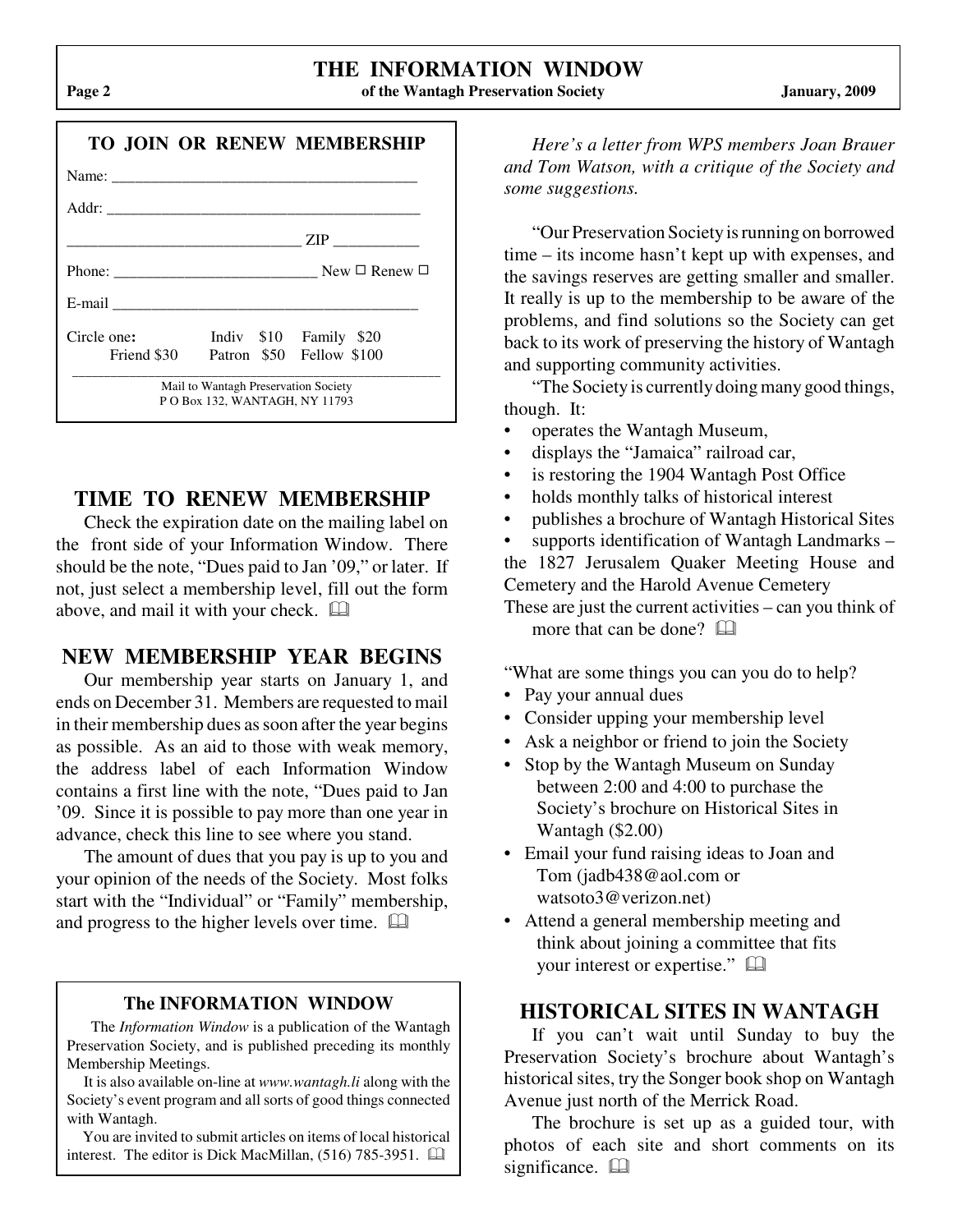### TO JOIN OR RENEW MEMBERSHIP

Name: ______________________________________

Addr: ______________________________________

____________________________ ZIP __________

Phone: _________________________ New ☐ Renew ☐

E-mail ______________________________________

Circle one: Indiv $10 Family $20
Friend $30 Patron $50 Fellow $100

Mail to Wantagh Preservation Society
P O Box 132, WANTAGH, NY 11793

## TIME TO RENEW MEMBERSHIP

Check the expiration date on the mailing label on the front side of your Information Window. There should be the note, "Dues paid to Jan '09," or later. If not, just select a membership level, fill out the form above, and mail it with your check. 🕮

## NEW MEMBERSHIP YEAR BEGINS

Our membership year starts on January 1, and ends on December 31. Members are requested to mail in their membership dues as soon after the year begins as possible. As an aid to those with weak memory, the address label of each Information Window contains a first line with the note, "Dues paid to Jan '09. Since it is possible to pay more than one year in advance, check this line to see where you stand.

The amount of dues that you pay is up to you and your opinion of the needs of the Society. Most folks start with the "Individual" or "Family" membership, and progress to the higher levels over time. 🕮

### The INFORMATION WINDOW

The *Information Window* is a publication of the Wantagh Preservation Society, and is published preceding its monthly Membership Meetings.

It is also available on-line at *www.wantagh.li* along with the Society's event program and all sorts of good things connected with Wantagh.

You are invited to submit articles on items of local historical interest. The editor is Dick MacMillan, (516) 785-3951. 🕮

*Here's a letter from WPS members Joan Brauer and Tom Watson, with a critique of the Society and some suggestions.*

"Our Preservation Society is running on borrowed time – its income hasn't kept up with expenses, and the savings reserves are getting smaller and smaller. It really is up to the membership to be aware of the problems, and find solutions so the Society can get back to its work of preserving the history of Wantagh and supporting community activities.

"The Society is currently doing many good things, though. It:

- operates the Wantagh Museum,
- displays the "Jamaica" railroad car,
- is restoring the 1904 Wantagh Post Office
- holds monthly talks of historical interest
- publishes a brochure of Wantagh Historical Sites
- supports identification of Wantagh Landmarks – the 1827 Jerusalem Quaker Meeting House and Cemetery and the Harold Avenue Cemetery

These are just the current activities – can you think of more that can be done? 🕮

"What are some things you can you do to help?

- Pay your annual dues
- Consider upping your membership level
- Ask a neighbor or friend to join the Society
- Stop by the Wantagh Museum on Sunday between 2:00 and 4:00 to purchase the Society's brochure on Historical Sites in Wantagh ($2.00)
- Email your fund raising ideas to Joan and Tom (jadb438@aol.com or watsoto3@verizon.net)
- Attend a general membership meeting and think about joining a committee that fits your interest or expertise." 🕮

## HISTORICAL SITES IN WANTAGH

If you can't wait until Sunday to buy the Preservation Society's brochure about Wantagh's historical sites, try the Songer book shop on Wantagh Avenue just north of the Merrick Road.

The brochure is set up as a guided tour, with photos of each site and short comments on its significance. 🕮